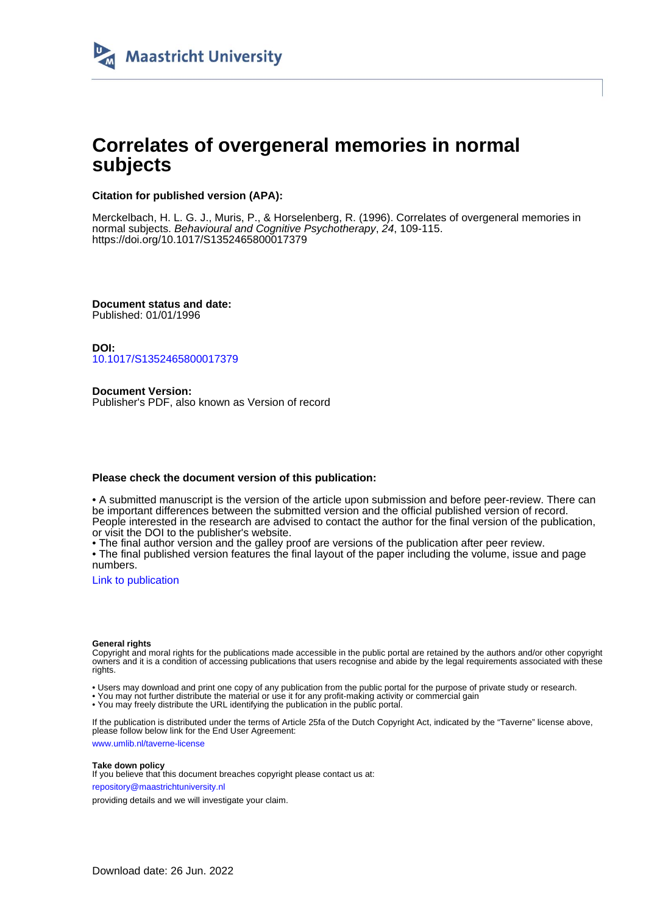Maastricht University

# Correlates of overgeneral memories in normal subjects

**Citation for published version (APA):**

Merckelbach, H. L. G. J., Muris, P., & Horselenberg, R. (1996). Correlates of overgeneral memories in normal subjects. *Behavioural and Cognitive Psychotherapy*, *24*, 109-115. https://doi.org/10.1017/S1352465800017379

**Document status and date:**
Published: 01/01/1996

**DOI:**
10.1017/S1352465800017379

**Document Version:**
Publisher's PDF, also known as Version of record

**Please check the document version of this publication:**

• A submitted manuscript is the version of the article upon submission and before peer-review. There can be important differences between the submitted version and the official published version of record. People interested in the research are advised to contact the author for the final version of the publication, or visit the DOI to the publisher's website.
• The final author version and the galley proof are versions of the publication after peer review.
• The final published version features the final layout of the paper including the volume, issue and page numbers.

Link to publication

**General rights**
Copyright and moral rights for the publications made accessible in the public portal are retained by the authors and/or other copyright owners and it is a condition of accessing publications that users recognise and abide by the legal requirements associated with these rights.

• Users may download and print one copy of any publication from the public portal for the purpose of private study or research.
• You may not further distribute the material or use it for any profit-making activity or commercial gain
• You may freely distribute the URL identifying the publication in the public portal.

If the publication is distributed under the terms of Article 25fa of the Dutch Copyright Act, indicated by the "Taverne" license above, please follow below link for the End User Agreement:

www.umlib.nl/taverne-license

**Take down policy**
If you believe that this document breaches copyright please contact us at:

repository@maastrichtuniversity.nl

providing details and we will investigate your claim.

Download date: 26 Jun. 2022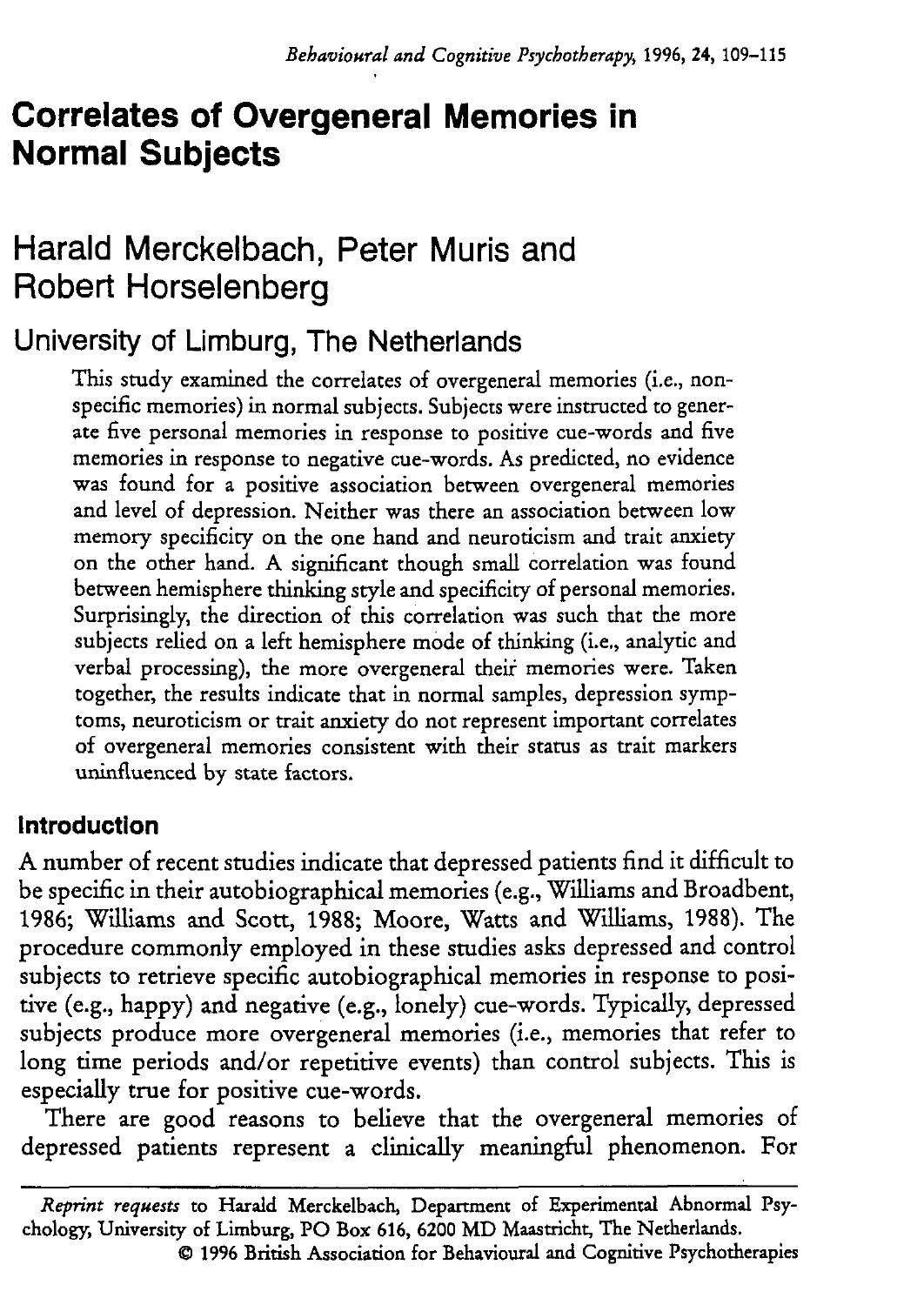# Correlates of Overgeneral Memories in Normal Subjects

## Harald Merckelbach, Peter Muris and Robert Horselenberg

### University of Limburg, The Netherlands

This study examined the correlates of overgeneral memories (i.e., non-specific memories) in normal subjects. Subjects were instructed to generate five personal memories in response to positive cue-words and five memories in response to negative cue-words. As predicted, no evidence was found for a positive association between overgeneral memories and level of depression. Neither was there an association between low memory specificity on the one hand and neuroticism and trait anxiety on the other hand. A significant though small correlation was found between hemisphere thinking style and specificity of personal memories. Surprisingly, the direction of this correlation was such that the more subjects relied on a left hemisphere mode of thinking (i.e., analytic and verbal processing), the more overgeneral their memories were. Taken together, the results indicate that in normal samples, depression symptoms, neuroticism or trait anxiety do not represent important correlates of overgeneral memories consistent with their status as trait markers uninfluenced by state factors.

## Introduction

A number of recent studies indicate that depressed patients find it difficult to be specific in their autobiographical memories (e.g., Williams and Broadbent, 1986; Williams and Scott, 1988; Moore, Watts and Williams, 1988). The procedure commonly employed in these studies asks depressed and control subjects to retrieve specific autobiographical memories in response to positive (e.g., happy) and negative (e.g., lonely) cue-words. Typically, depressed subjects produce more overgeneral memories (i.e., memories that refer to long time periods and/or repetitive events) than control subjects. This is especially true for positive cue-words.

There are good reasons to believe that the overgeneral memories of depressed patients represent a clinically meaningful phenomenon. For

*Reprint requests* to Harald Merckelbach, Department of Experimental Abnormal Psychology, University of Limburg, PO Box 616, 6200 MD Maastricht, The Netherlands.

© 1996 British Association for Behavioural and Cognitive Psychotherapies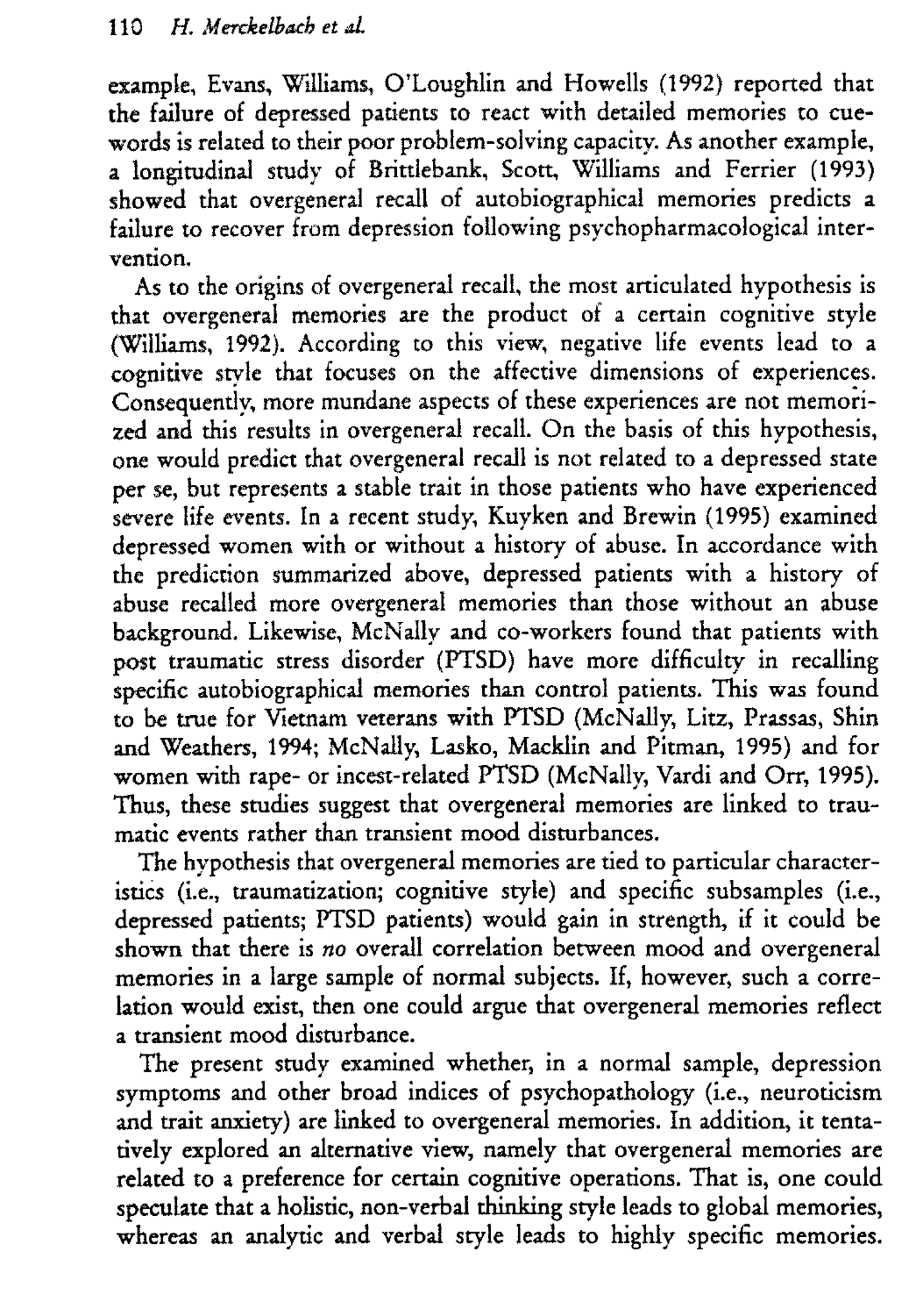example, Evans, Williams, O'Loughlin and Howells (1992) reported that the failure of depressed patients to react with detailed memories to cue-words is related to their poor problem-solving capacity. As another example, a longitudinal study of Brittlebank, Scott, Williams and Ferrier (1993) showed that overgeneral recall of autobiographical memories predicts a failure to recover from depression following psychopharmacological intervention.

As to the origins of overgeneral recall, the most articulated hypothesis is that overgeneral memories are the product of a certain cognitive style (Williams, 1992). According to this view, negative life events lead to a cognitive style that focuses on the affective dimensions of experiences. Consequently, more mundane aspects of these experiences are not memorized and this results in overgeneral recall. On the basis of this hypothesis, one would predict that overgeneral recall is not related to a depressed state per se, but represents a stable trait in those patients who have experienced severe life events. In a recent study, Kuyken and Brewin (1995) examined depressed women with or without a history of abuse. In accordance with the prediction summarized above, depressed patients with a history of abuse recalled more overgeneral memories than those without an abuse background. Likewise, McNally and co-workers found that patients with post traumatic stress disorder (PTSD) have more difficulty in recalling specific autobiographical memories than control patients. This was found to be true for Vietnam veterans with PTSD (McNally, Litz, Prassas, Shin and Weathers, 1994; McNally, Lasko, Macklin and Pitman, 1995) and for women with rape- or incest-related PTSD (McNally, Vardi and Orr, 1995). Thus, these studies suggest that overgeneral memories are linked to traumatic events rather than transient mood disturbances.

The hypothesis that overgeneral memories are tied to particular characteristics (i.e., traumatization; cognitive style) and specific subsamples (i.e., depressed patients; PTSD patients) would gain in strength, if it could be shown that there is *no* overall correlation between mood and overgeneral memories in a large sample of normal subjects. If, however, such a correlation would exist, then one could argue that overgeneral memories reflect a transient mood disturbance.

The present study examined whether, in a normal sample, depression symptoms and other broad indices of psychopathology (i.e., neuroticism and trait anxiety) are linked to overgeneral memories. In addition, it tentatively explored an alternative view, namely that overgeneral memories are related to a preference for certain cognitive operations. That is, one could speculate that a holistic, non-verbal thinking style leads to global memories, whereas an analytic and verbal style leads to highly specific memories.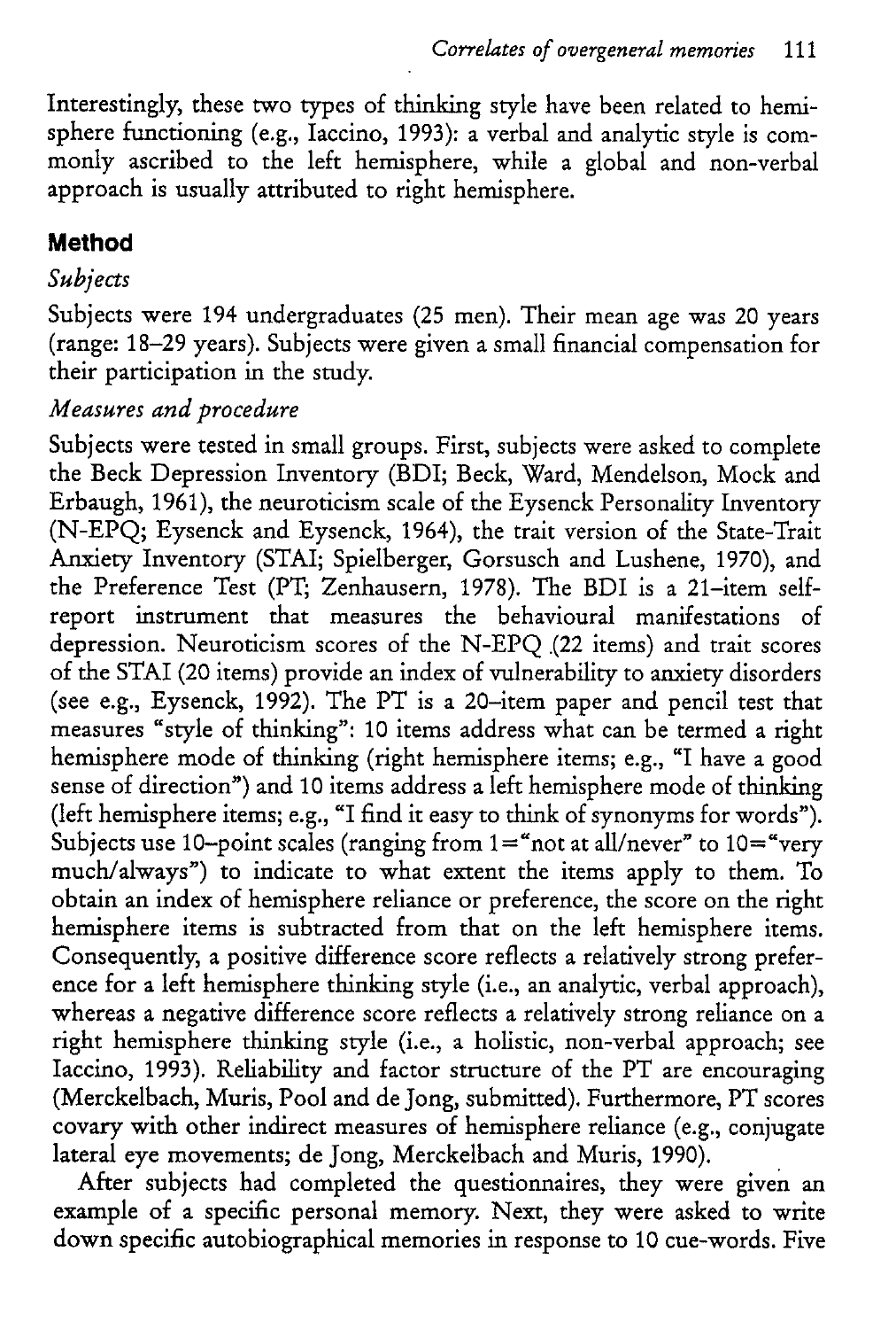Interestingly, these two types of thinking style have been related to hemisphere functioning (e.g., Iaccino, 1993): a verbal and analytic style is commonly ascribed to the left hemisphere, while a global and non-verbal approach is usually attributed to right hemisphere.

## Method

### *Subjects*

Subjects were 194 undergraduates (25 men). Their mean age was 20 years (range: 18–29 years). Subjects were given a small financial compensation for their participation in the study.

### *Measures and procedure*

Subjects were tested in small groups. First, subjects were asked to complete the Beck Depression Inventory (BDI; Beck, Ward, Mendelson, Mock and Erbaugh, 1961), the neuroticism scale of the Eysenck Personality Inventory (N-EPQ; Eysenck and Eysenck, 1964), the trait version of the State-Trait Anxiety Inventory (STAI; Spielberger, Gorsusch and Lushene, 1970), and the Preference Test (PT; Zenhausern, 1978). The BDI is a 21-item self-report instrument that measures the behavioural manifestations of depression. Neuroticism scores of the N-EPQ (22 items) and trait scores of the STAI (20 items) provide an index of vulnerability to anxiety disorders (see e.g., Eysenck, 1992). The PT is a 20-item paper and pencil test that measures "style of thinking": 10 items address what can be termed a right hemisphere mode of thinking (right hemisphere items; e.g., "I have a good sense of direction") and 10 items address a left hemisphere mode of thinking (left hemisphere items; e.g., "I find it easy to think of synonyms for words"). Subjects use 10-point scales (ranging from 1="not at all/never" to 10="very much/always") to indicate to what extent the items apply to them. To obtain an index of hemisphere reliance or preference, the score on the right hemisphere items is subtracted from that on the left hemisphere items. Consequently, a positive difference score reflects a relatively strong preference for a left hemisphere thinking style (i.e., an analytic, verbal approach), whereas a negative difference score reflects a relatively strong reliance on a right hemisphere thinking style (i.e., a holistic, non-verbal approach; see Iaccino, 1993). Reliability and factor structure of the PT are encouraging (Merckelbach, Muris, Pool and de Jong, submitted). Furthermore, PT scores covary with other indirect measures of hemisphere reliance (e.g., conjugate lateral eye movements; de Jong, Merckelbach and Muris, 1990).

After subjects had completed the questionnaires, they were given an example of a specific personal memory. Next, they were asked to write down specific autobiographical memories in response to 10 cue-words. Five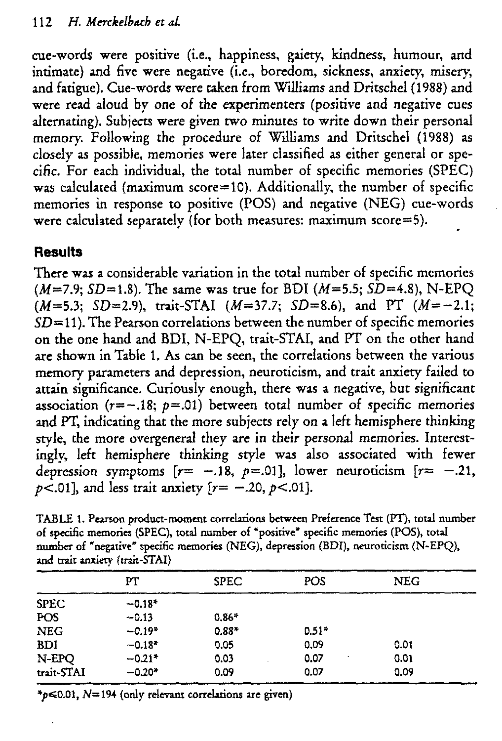cue-words were positive (i.e., happiness, gaiety, kindness, humour, and intimate) and five were negative (i.e., boredom, sickness, anxiety, misery, and fatigue). Cue-words were taken from Williams and Dritschel (1988) and were read aloud by one of the experimenters (positive and negative cues alternating). Subjects were given two minutes to write down their personal memory. Following the procedure of Williams and Dritschel (1988) as closely as possible, memories were later classified as either general or specific. For each individual, the total number of specific memories (SPEC) was calculated (maximum score=10). Additionally, the number of specific memories in response to positive (POS) and negative (NEG) cue-words were calculated separately (for both measures: maximum score=5).

## Results

There was a considerable variation in the total number of specific memories ($M$=7.9; $SD$=1.8). The same was true for BDI ($M$=5.5; $SD$=4.8), N-EPQ ($M$=5.3; $SD$=2.9), trait-STAI ($M$=37.7; $SD$=8.6), and PT ($M$=−2.1; $SD$=11). The Pearson correlations between the number of specific memories on the one hand and BDI, N-EPQ, trait-STAI, and PT on the other hand are shown in Table 1. As can be seen, the correlations between the various memory parameters and depression, neuroticism, and trait anxiety failed to attain significance. Curiously enough, there was a negative, but significant association ($r$=−.18; $p$=.01) between total number of specific memories and PT, indicating that the more subjects rely on a left hemisphere thinking style, the more overgeneral they are in their personal memories. Interestingly, left hemisphere thinking style was also associated with fewer depression symptoms [$r$= −.18, $p$=.01], lower neuroticism [$r$= −.21, $p$<.01], and less trait anxiety [$r$= −.20, $p$<.01].

TABLE 1. Pearson product-moment correlations between Preference Test (PT), total number of specific memories (SPEC), total number of "positive" specific memories (POS), total number of "negative" specific memories (NEG), depression (BDI), neuroticism (N-EPQ), and trait anxiety (trait-STAI)

| | PT | SPEC | POS | NEG |
|---|---|---|---|---|
| SPEC | −0.18* | | | |
| POS | −0.13 | 0.86* | | |
| NEG | −0.19* | 0.88* | 0.51* | |
| BDI | −0.18* | 0.05 | 0.09 | 0.01 |
| N-EPQ | −0.21* | 0.03 | 0.07 | 0.01 |
| trait-STAI | −0.20* | 0.09 | 0.07 | 0.09 |

*$p$≤0.01, $N$=194 (only relevant correlations are given)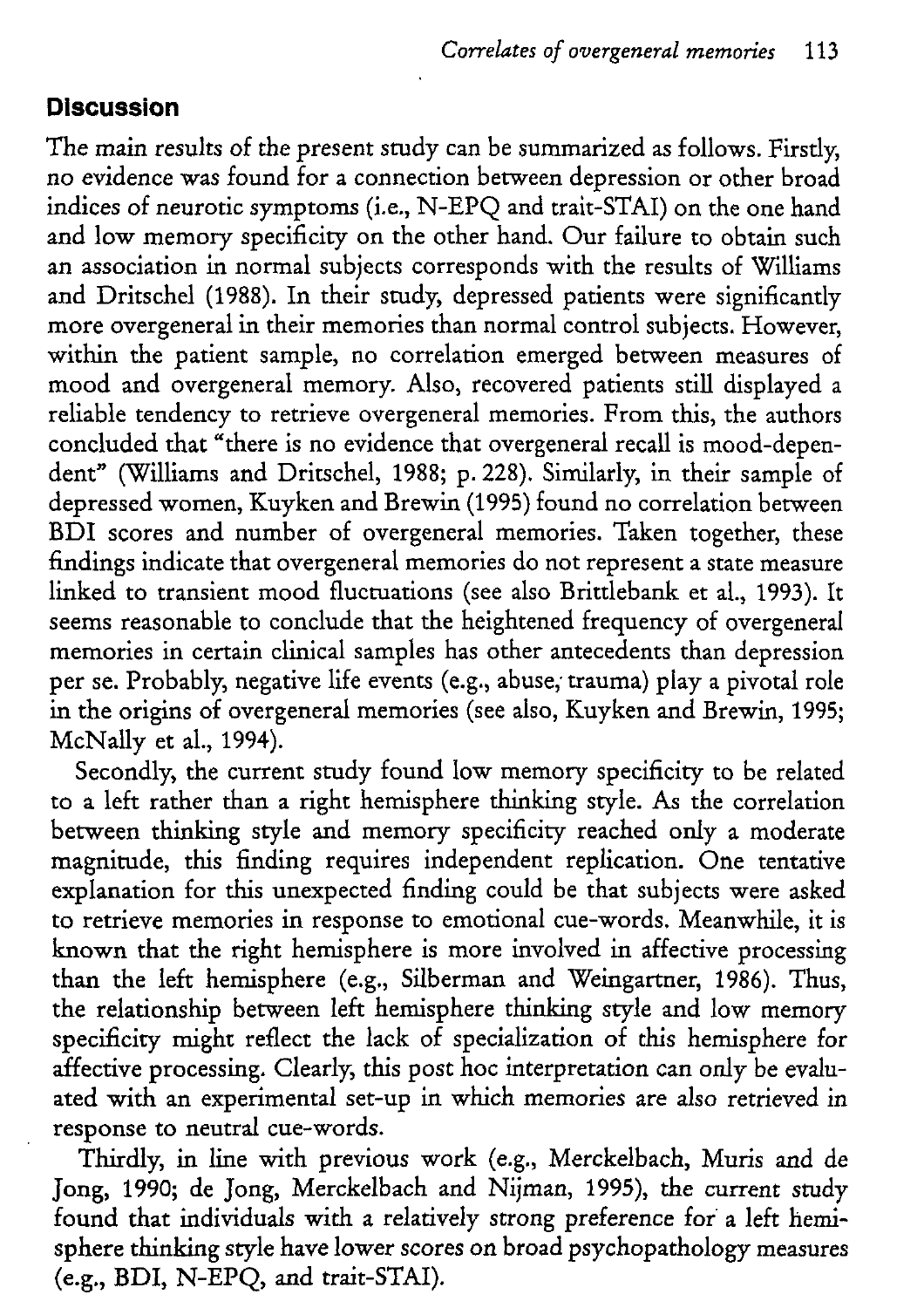## Discussion

The main results of the present study can be summarized as follows. Firstly, no evidence was found for a connection between depression or other broad indices of neurotic symptoms (i.e., N-EPQ and trait-STAI) on the one hand and low memory specificity on the other hand. Our failure to obtain such an association in normal subjects corresponds with the results of Williams and Dritschel (1988). In their study, depressed patients were significantly more overgeneral in their memories than normal control subjects. However, within the patient sample, no correlation emerged between measures of mood and overgeneral memory. Also, recovered patients still displayed a reliable tendency to retrieve overgeneral memories. From this, the authors concluded that "there is no evidence that overgeneral recall is mood-dependent" (Williams and Dritschel, 1988; p. 228). Similarly, in their sample of depressed women, Kuyken and Brewin (1995) found no correlation between BDI scores and number of overgeneral memories. Taken together, these findings indicate that overgeneral memories do not represent a state measure linked to transient mood fluctuations (see also Brittlebank et al., 1993). It seems reasonable to conclude that the heightened frequency of overgeneral memories in certain clinical samples has other antecedents than depression per se. Probably, negative life events (e.g., abuse, trauma) play a pivotal role in the origins of overgeneral memories (see also, Kuyken and Brewin, 1995; McNally et al., 1994).

Secondly, the current study found low memory specificity to be related to a left rather than a right hemisphere thinking style. As the correlation between thinking style and memory specificity reached only a moderate magnitude, this finding requires independent replication. One tentative explanation for this unexpected finding could be that subjects were asked to retrieve memories in response to emotional cue-words. Meanwhile, it is known that the right hemisphere is more involved in affective processing than the left hemisphere (e.g., Silberman and Weingartner, 1986). Thus, the relationship between left hemisphere thinking style and low memory specificity might reflect the lack of specialization of this hemisphere for affective processing. Clearly, this post hoc interpretation can only be evaluated with an experimental set-up in which memories are also retrieved in response to neutral cue-words.

Thirdly, in line with previous work (e.g., Merckelbach, Muris and de Jong, 1990; de Jong, Merckelbach and Nijman, 1995), the current study found that individuals with a relatively strong preference for a left hemisphere thinking style have lower scores on broad psychopathology measures (e.g., BDI, N-EPQ, and trait-STAI).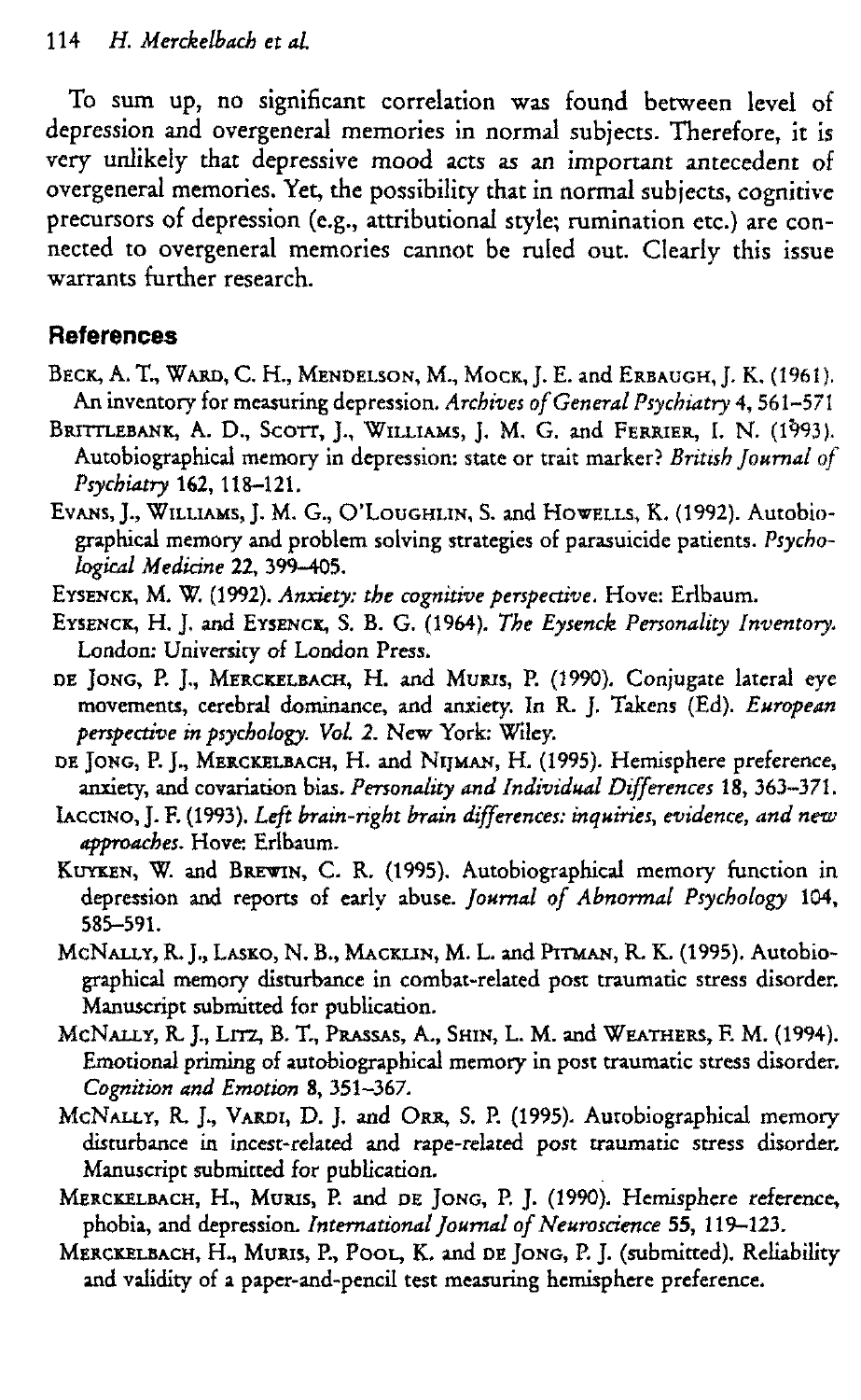To sum up, no significant correlation was found between level of depression and overgeneral memories in normal subjects. Therefore, it is very unlikely that depressive mood acts as an important antecedent of overgeneral memories. Yet, the possibility that in normal subjects, cognitive precursors of depression (e.g., attributional style; rumination etc.) are connected to overgeneral memories cannot be ruled out. Clearly this issue warrants further research.

## References

Beck, A. T., Ward, C. H., Mendelson, M., Mock, J. E. and Erbaugh, J. K. (1961). An inventory for measuring depression. *Archives of General Psychiatry* 4, 561–571

Brittlebank, A. D., Scott, J., Williams, J. M. G. and Ferrier, I. N. (1993). Autobiographical memory in depression: state or trait marker? *British Journal of Psychiatry* 162, 118–121.

Evans, J., Williams, J. M. G., O'Loughlin, S. and Howells, K. (1992). Autobiographical memory and problem solving strategies of parasuicide patients. *Psychological Medicine* 22, 399–405.

Eysenck, M. W. (1992). *Anxiety: the cognitive perspective*. Hove: Erlbaum.

Eysenck, H. J. and Eysenck, S. B. G. (1964). *The Eysenck Personality Inventory*. London: University of London Press.

de Jong, P. J., Merckelbach, H. and Muris, P. (1990). Conjugate lateral eye movements, cerebral dominance, and anxiety. In R. J. Takens (Ed). *European perspective in psychology. Vol. 2*. New York: Wiley.

de Jong, P. J., Merckelbach, H. and Nijman, H. (1995). Hemisphere preference, anxiety, and covariation bias. *Personality and Individual Differences* 18, 363–371.

Iaccino, J. F. (1993). *Left brain-right brain differences: inquiries, evidence, and new approaches*. Hove: Erlbaum.

Kuyken, W. and Brewin, C. R. (1995). Autobiographical memory function in depression and reports of early abuse. *Journal of Abnormal Psychology* 104, 585–591.

McNally, R. J., Lasko, N. B., Macklin, M. L. and Pitman, R. K. (1995). Autobiographical memory disturbance in combat-related post traumatic stress disorder. Manuscript submitted for publication.

McNally, R. J., Litz, B. T., Prassas, A., Shin, L. M. and Weathers, F. M. (1994). Emotional priming of autobiographical memory in post traumatic stress disorder. *Cognition and Emotion* 8, 351–367.

McNally, R. J., Vardi, D. J. and Orr, S. P. (1995). Autobiographical memory disturbance in incest-related and rape-related post traumatic stress disorder. Manuscript submitted for publication.

Merckelbach, H., Muris, P. and de Jong, P. J. (1990). Hemisphere reference, phobia, and depression. *International Journal of Neuroscience* 55, 119–123.

Merckelbach, H., Muris, P., Pool, K. and de Jong, P. J. (submitted). Reliability and validity of a paper-and-pencil test measuring hemisphere preference.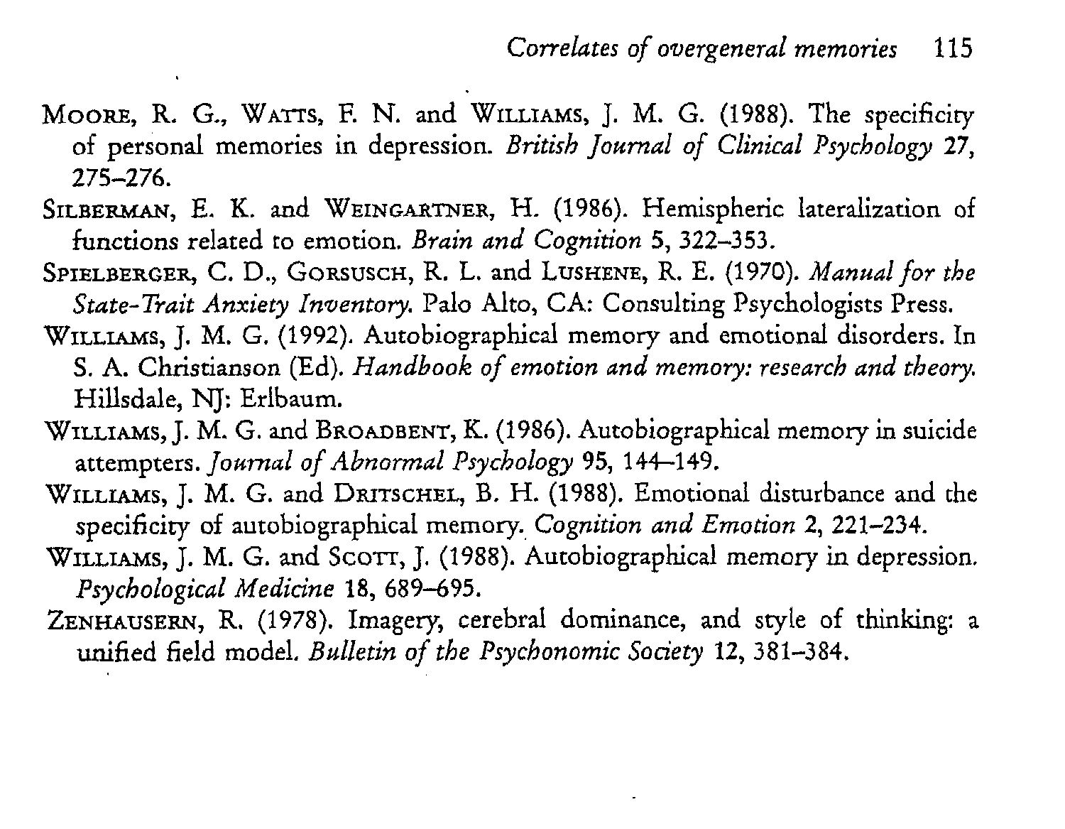Moore, R. G., Watts, F. N. and Williams, J. M. G. (1988). The specificity of personal memories in depression. *British Journal of Clinical Psychology* 27, 275–276.

Silberman, E. K. and Weingartner, H. (1986). Hemispheric lateralization of functions related to emotion. *Brain and Cognition* 5, 322–353.

Spielberger, C. D., Gorsusch, R. L. and Lushene, R. E. (1970). *Manual for the State-Trait Anxiety Inventory.* Palo Alto, CA: Consulting Psychologists Press.

Williams, J. M. G. (1992). Autobiographical memory and emotional disorders. In S. A. Christianson (Ed). *Handbook of emotion and memory: research and theory.* Hillsdale, NJ: Erlbaum.

Williams, J. M. G. and Broadbent, K. (1986). Autobiographical memory in suicide attempters. *Journal of Abnormal Psychology* 95, 144–149.

Williams, J. M. G. and Dritschel, B. H. (1988). Emotional disturbance and the specificity of autobiographical memory. *Cognition and Emotion* 2, 221–234.

Williams, J. M. G. and Scott, J. (1988). Autobiographical memory in depression. *Psychological Medicine* 18, 689–695.

Zenhausern, R. (1978). Imagery, cerebral dominance, and style of thinking: a unified field model. *Bulletin of the Psychonomic Society* 12, 381–384.